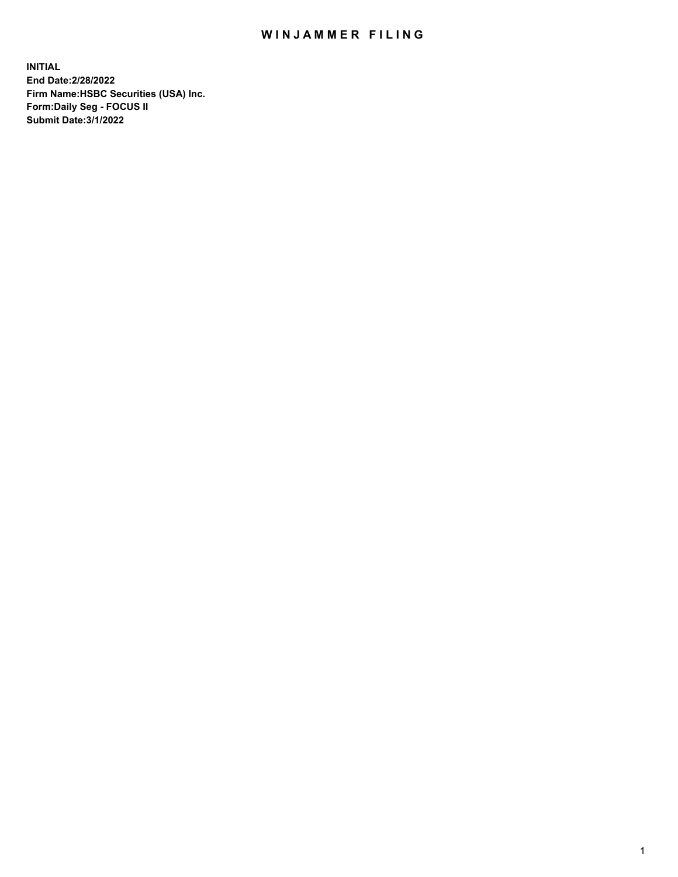# WINJAMMER FILING

**INITIAL**
**End Date:2/28/2022**
**Firm Name:HSBC Securities (USA) Inc.**
**Form:Daily Seg - FOCUS II**
**Submit Date:3/1/2022**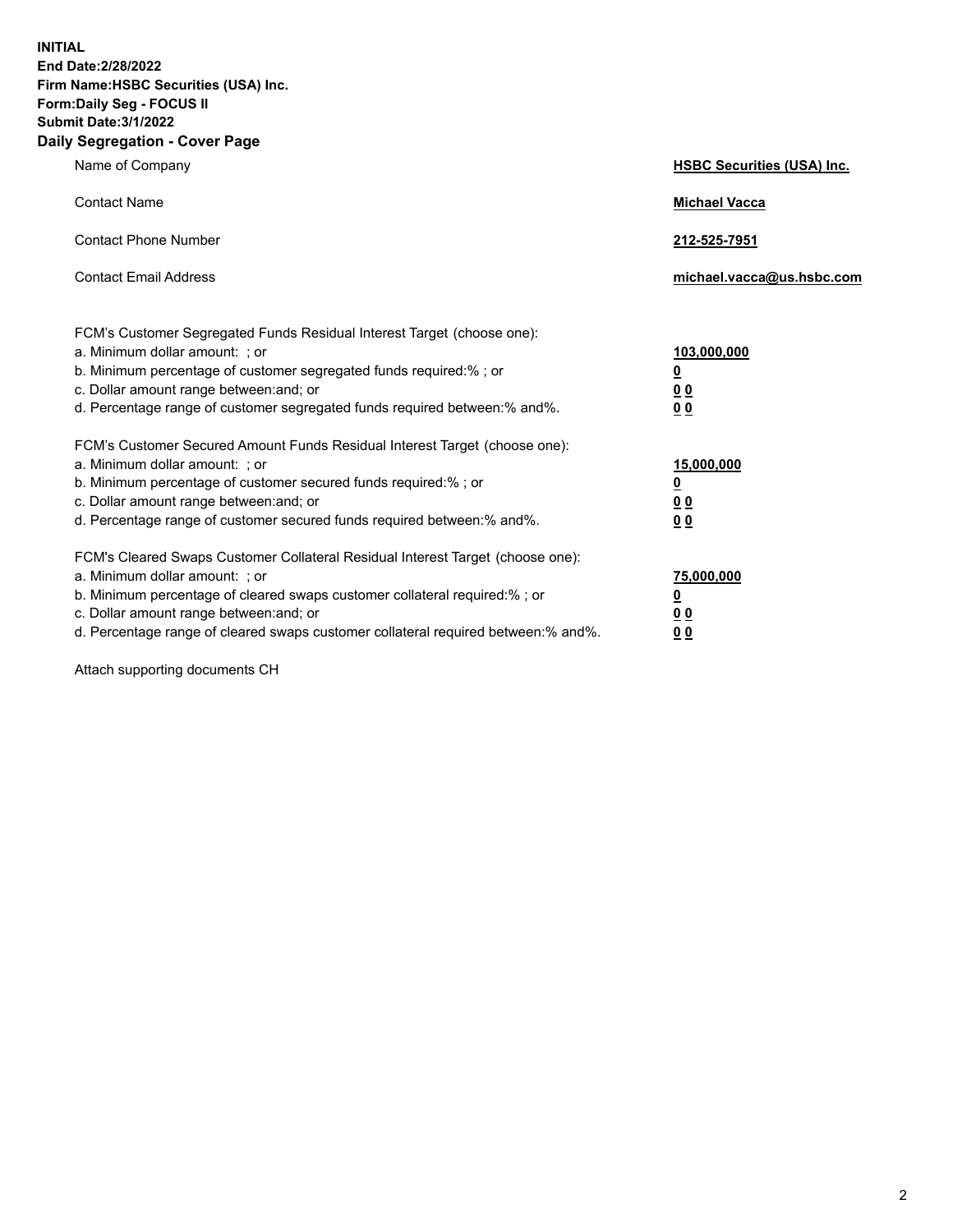**INITIAL**
**End Date:2/28/2022**
**Firm Name:HSBC Securities (USA) Inc.**
**Form:Daily Seg - FOCUS II**
**Submit Date:3/1/2022**

## Daily Segregation - Cover Page

| | |
|---|---|
| Name of Company | **HSBC Securities (USA) Inc.** |
| Contact Name | **Michael Vacca** |
| Contact Phone Number | **212-525-7951** |
| Contact Email Address | **michael.vacca@us.hsbc.com** |

FCM's Customer Segregated Funds Residual Interest Target (choose one):

| | |
|---|---|
| a. Minimum dollar amount: ; or | **103,000,000** |
| b. Minimum percentage of customer segregated funds required:% ; or | **0** |
| c. Dollar amount range between:and; or | **0 0** |
| d. Percentage range of customer segregated funds required between:% and%. | **0 0** |

FCM's Customer Secured Amount Funds Residual Interest Target (choose one):

| | |
|---|---|
| a. Minimum dollar amount: ; or | **15,000,000** |
| b. Minimum percentage of customer secured funds required:% ; or | **0** |
| c. Dollar amount range between:and; or | **0 0** |
| d. Percentage range of customer secured funds required between:% and%. | **0 0** |

FCM's Cleared Swaps Customer Collateral Residual Interest Target (choose one):

| | |
|---|---|
| a. Minimum dollar amount: ; or | **75,000,000** |
| b. Minimum percentage of cleared swaps customer collateral required:% ; or | **0** |
| c. Dollar amount range between:and; or | **0 0** |
| d. Percentage range of cleared swaps customer collateral required between:% and%. | **0 0** |

Attach supporting documents CH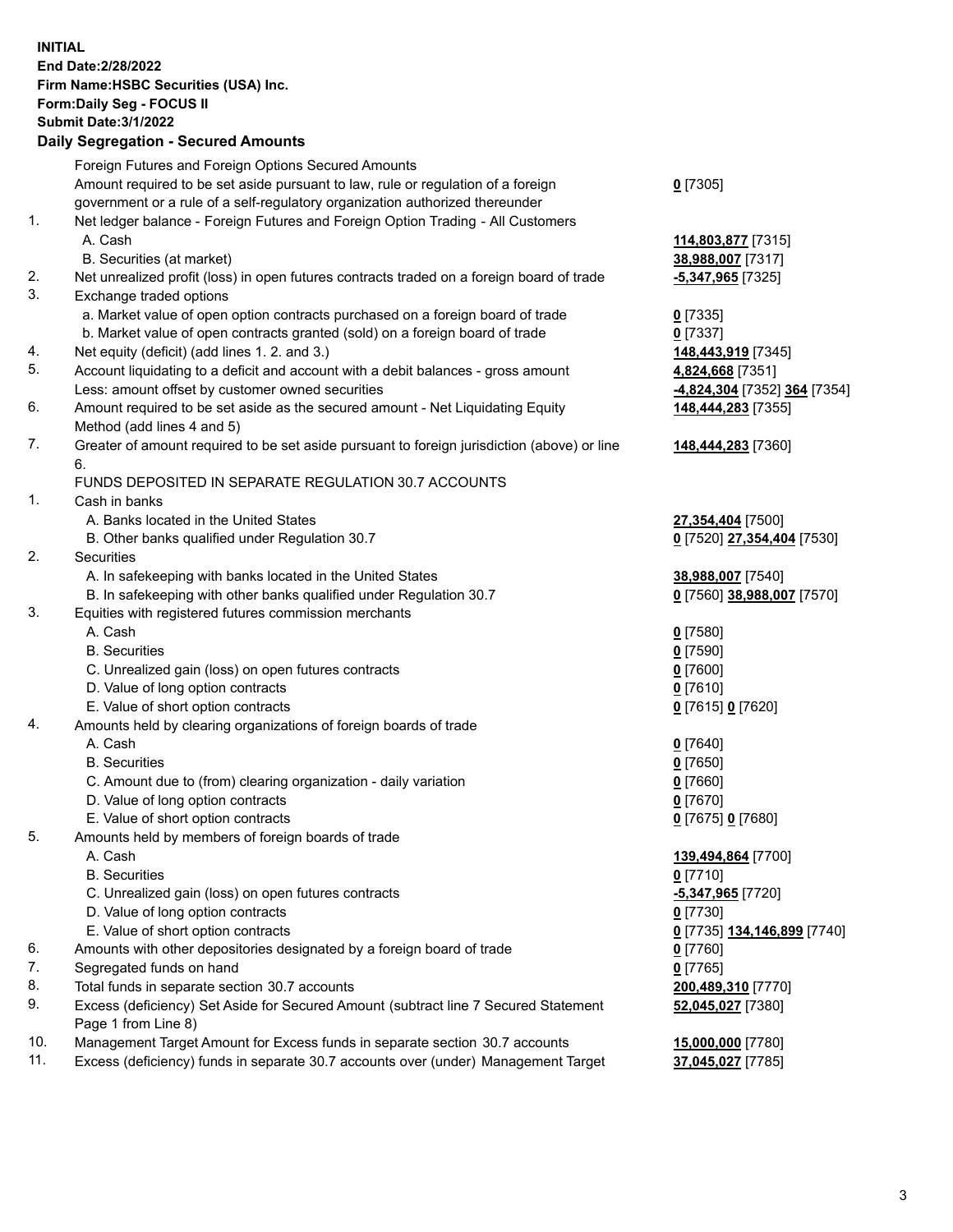**INITIAL**
**End Date:2/28/2022**
**Firm Name:HSBC Securities (USA) Inc.**
**Form:Daily Seg - FOCUS II**
**Submit Date:3/1/2022**

## Daily Segregation - Secured Amounts

| | | |
|---|---|---|
| | Foreign Futures and Foreign Options Secured Amounts | |
| | Amount required to be set aside pursuant to law, rule or regulation of a foreign government or a rule of a self-regulatory organization authorized thereunder | **0** [7305] |
| 1. | Net ledger balance - Foreign Futures and Foreign Option Trading - All Customers | |
| | A. Cash | **114,803,877** [7315] |
| | B. Securities (at market) | **38,988,007** [7317] |
| 2. | Net unrealized profit (loss) in open futures contracts traded on a foreign board of trade | **-5,347,965** [7325] |
| 3. | Exchange traded options | |
| | a. Market value of open option contracts purchased on a foreign board of trade | **0** [7335] |
| | b. Market value of open contracts granted (sold) on a foreign board of trade | **0** [7337] |
| 4. | Net equity (deficit) (add lines 1. 2. and 3.) | **148,443,919** [7345] |
| 5. | Account liquidating to a deficit and account with a debit balances - gross amount | **4,824,668** [7351] |
| | Less: amount offset by customer owned securities | **-4,824,304** [7352] **364** [7354] |
| 6. | Amount required to be set aside as the secured amount - Net Liquidating Equity Method (add lines 4 and 5) | **148,444,283** [7355] |
| 7. | Greater of amount required to be set aside pursuant to foreign jurisdiction (above) or line 6. | **148,444,283** [7360] |
| | FUNDS DEPOSITED IN SEPARATE REGULATION 30.7 ACCOUNTS | |
| 1. | Cash in banks | |
| | A. Banks located in the United States | **27,354,404** [7500] |
| | B. Other banks qualified under Regulation 30.7 | **0** [7520] **27,354,404** [7530] |
| 2. | Securities | |
| | A. In safekeeping with banks located in the United States | **38,988,007** [7540] |
| | B. In safekeeping with other banks qualified under Regulation 30.7 | **0** [7560] **38,988,007** [7570] |
| 3. | Equities with registered futures commission merchants | |
| | A. Cash | **0** [7580] |
| | B. Securities | **0** [7590] |
| | C. Unrealized gain (loss) on open futures contracts | **0** [7600] |
| | D. Value of long option contracts | **0** [7610] |
| | E. Value of short option contracts | **0** [7615] **0** [7620] |
| 4. | Amounts held by clearing organizations of foreign boards of trade | |
| | A. Cash | **0** [7640] |
| | B. Securities | **0** [7650] |
| | C. Amount due to (from) clearing organization - daily variation | **0** [7660] |
| | D. Value of long option contracts | **0** [7670] |
| | E. Value of short option contracts | **0** [7675] **0** [7680] |
| 5. | Amounts held by members of foreign boards of trade | |
| | A. Cash | **139,494,864** [7700] |
| | B. Securities | **0** [7710] |
| | C. Unrealized gain (loss) on open futures contracts | **-5,347,965** [7720] |
| | D. Value of long option contracts | **0** [7730] |
| | E. Value of short option contracts | **0** [7735] **134,146,899** [7740] |
| 6. | Amounts with other depositories designated by a foreign board of trade | **0** [7760] |
| 7. | Segregated funds on hand | **0** [7765] |
| 8. | Total funds in separate section 30.7 accounts | **200,489,310** [7770] |
| 9. | Excess (deficiency) Set Aside for Secured Amount (subtract line 7 Secured Statement Page 1 from Line 8) | **52,045,027** [7380] |
| 10. | Management Target Amount for Excess funds in separate section 30.7 accounts | **15,000,000** [7780] |
| 11. | Excess (deficiency) funds in separate 30.7 accounts over (under) Management Target | **37,045,027** [7785] |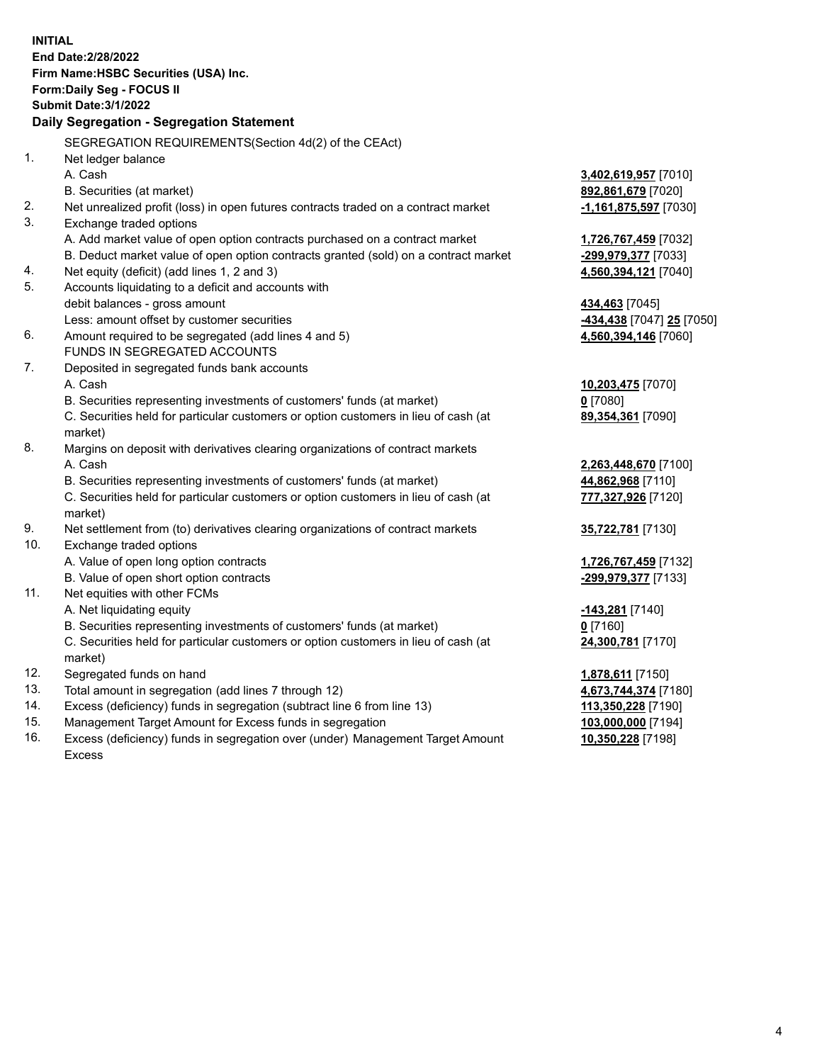**INITIAL**
**End Date:2/28/2022**
**Firm Name:HSBC Securities (USA) Inc.**
**Form:Daily Seg - FOCUS II**
**Submit Date:3/1/2022**

## Daily Segregation - Segregation Statement

SEGREGATION REQUIREMENTS(Section 4d(2) of the CEAct)

| | | |
|---|---|---|
| 1. | Net ledger balance | |
| | A. Cash | **3,402,619,957** [7010] |
| | B. Securities (at market) | **892,861,679** [7020] |
| 2. | Net unrealized profit (loss) in open futures contracts traded on a contract market | **-1,161,875,597** [7030] |
| 3. | Exchange traded options | |
| | A. Add market value of open option contracts purchased on a contract market | **1,726,767,459** [7032] |
| | B. Deduct market value of open option contracts granted (sold) on a contract market | **-299,979,377** [7033] |
| 4. | Net equity (deficit) (add lines 1, 2 and 3) | **4,560,394,121** [7040] |
| 5. | Accounts liquidating to a deficit and accounts with debit balances - gross amount | **434,463** [7045] |
| | Less: amount offset by customer securities | **-434,438** [7047] **25** [7050] |
| 6. | Amount required to be segregated (add lines 4 and 5) | **4,560,394,146** [7060] |
| | FUNDS IN SEGREGATED ACCOUNTS | |
| 7. | Deposited in segregated funds bank accounts | |
| | A. Cash | **10,203,475** [7070] |
| | B. Securities representing investments of customers' funds (at market) | **0** [7080] |
| | C. Securities held for particular customers or option customers in lieu of cash (at market) | **89,354,361** [7090] |
| 8. | Margins on deposit with derivatives clearing organizations of contract markets | |
| | A. Cash | **2,263,448,670** [7100] |
| | B. Securities representing investments of customers' funds (at market) | **44,862,968** [7110] |
| | C. Securities held for particular customers or option customers in lieu of cash (at market) | **777,327,926** [7120] |
| 9. | Net settlement from (to) derivatives clearing organizations of contract markets | **35,722,781** [7130] |
| 10. | Exchange traded options | |
| | A. Value of open long option contracts | **1,726,767,459** [7132] |
| | B. Value of open short option contracts | **-299,979,377** [7133] |
| 11. | Net equities with other FCMs | |
| | A. Net liquidating equity | **-143,281** [7140] |
| | B. Securities representing investments of customers' funds (at market) | **0** [7160] |
| | C. Securities held for particular customers or option customers in lieu of cash (at market) | **24,300,781** [7170] |
| 12. | Segregated funds on hand | **1,878,611** [7150] |
| 13. | Total amount in segregation (add lines 7 through 12) | **4,673,744,374** [7180] |
| 14. | Excess (deficiency) funds in segregation (subtract line 6 from line 13) | **113,350,228** [7190] |
| 15. | Management Target Amount for Excess funds in segregation | **103,000,000** [7194] |
| 16. | Excess (deficiency) funds in segregation over (under) Management Target Amount Excess | **10,350,228** [7198] |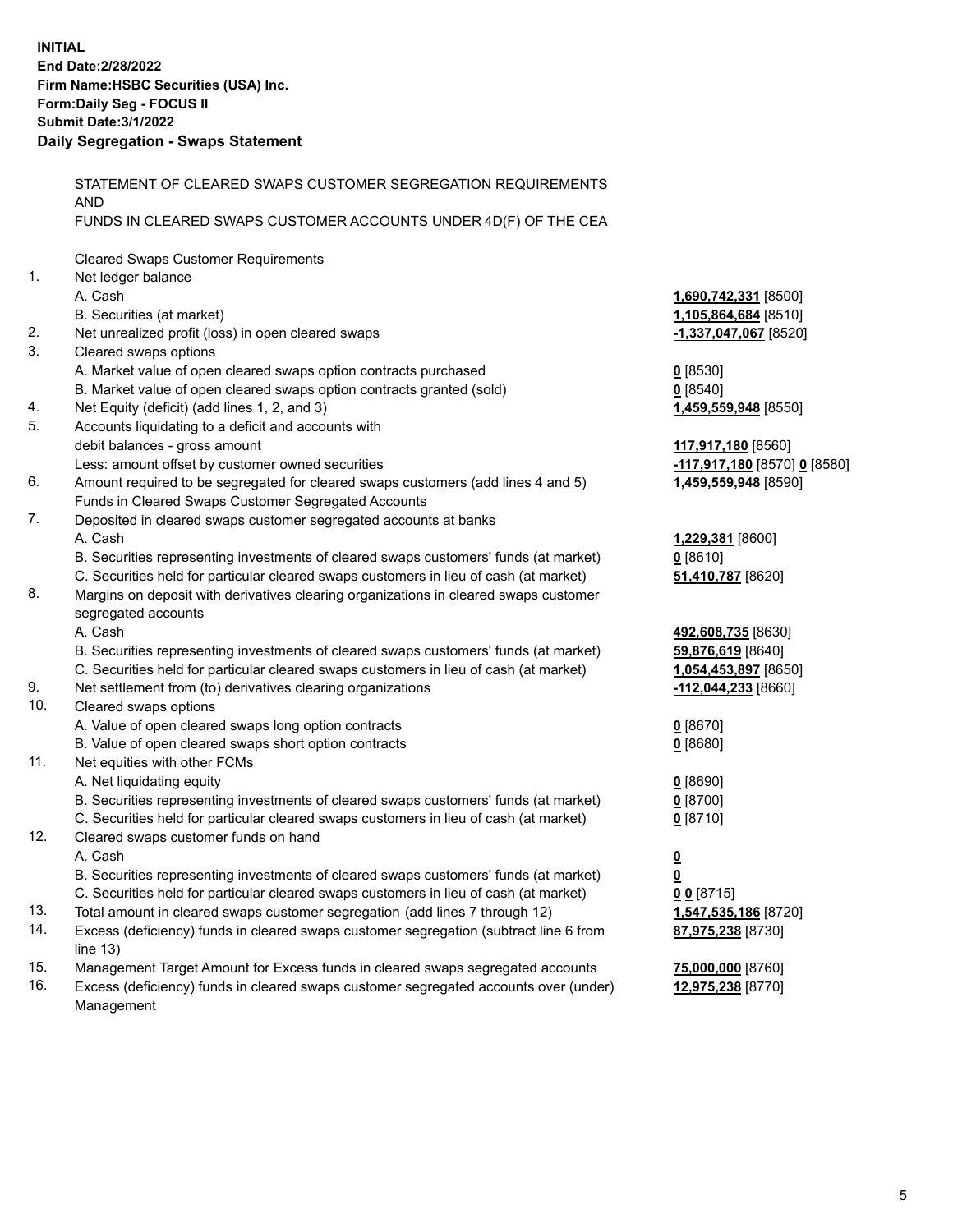**INITIAL**
**End Date:2/28/2022**
**Firm Name:HSBC Securities (USA) Inc.**
**Form:Daily Seg - FOCUS II**
**Submit Date:3/1/2022**
**Daily Segregation - Swaps Statement**

STATEMENT OF CLEARED SWAPS CUSTOMER SEGREGATION REQUIREMENTS AND
FUNDS IN CLEARED SWAPS CUSTOMER ACCOUNTS UNDER 4D(F) OF THE CEA

| | | |
|---|---|---|
| | Cleared Swaps Customer Requirements | |
| 1. | Net ledger balance | |
| | A. Cash | **1,690,742,331** [8500] |
| | B. Securities (at market) | **1,105,864,684** [8510] |
| 2. | Net unrealized profit (loss) in open cleared swaps | **-1,337,047,067** [8520] |
| 3. | Cleared swaps options | |
| | A. Market value of open cleared swaps option contracts purchased | **0** [8530] |
| | B. Market value of open cleared swaps option contracts granted (sold) | **0** [8540] |
| 4. | Net Equity (deficit) (add lines 1, 2, and 3) | **1,459,559,948** [8550] |
| 5. | Accounts liquidating to a deficit and accounts with debit balances - gross amount | **117,917,180** [8560] |
| | Less: amount offset by customer owned securities | **-117,917,180** [8570] **0** [8580] |
| 6. | Amount required to be segregated for cleared swaps customers (add lines 4 and 5) | **1,459,559,948** [8590] |
| | Funds in Cleared Swaps Customer Segregated Accounts | |
| 7. | Deposited in cleared swaps customer segregated accounts at banks | |
| | A. Cash | **1,229,381** [8600] |
| | B. Securities representing investments of cleared swaps customers' funds (at market) | **0** [8610] |
| | C. Securities held for particular cleared swaps customers in lieu of cash (at market) | **51,410,787** [8620] |
| 8. | Margins on deposit with derivatives clearing organizations in cleared swaps customer segregated accounts | |
| | A. Cash | **492,608,735** [8630] |
| | B. Securities representing investments of cleared swaps customers' funds (at market) | **59,876,619** [8640] |
| | C. Securities held for particular cleared swaps customers in lieu of cash (at market) | **1,054,453,897** [8650] |
| 9. | Net settlement from (to) derivatives clearing organizations | **-112,044,233** [8660] |
| 10. | Cleared swaps options | |
| | A. Value of open cleared swaps long option contracts | **0** [8670] |
| | B. Value of open cleared swaps short option contracts | **0** [8680] |
| 11. | Net equities with other FCMs | |
| | A. Net liquidating equity | **0** [8690] |
| | B. Securities representing investments of cleared swaps customers' funds (at market) | **0** [8700] |
| | C. Securities held for particular cleared swaps customers in lieu of cash (at market) | **0** [8710] |
| 12. | Cleared swaps customer funds on hand | |
| | A. Cash | **0** |
| | B. Securities representing investments of cleared swaps customers' funds (at market) | **0** |
| | C. Securities held for particular cleared swaps customers in lieu of cash (at market) | **0** **0** [8715] |
| 13. | Total amount in cleared swaps customer segregation (add lines 7 through 12) | **1,547,535,186** [8720] |
| 14. | Excess (deficiency) funds in cleared swaps customer segregation (subtract line 6 from line 13) | **87,975,238** [8730] |
| 15. | Management Target Amount for Excess funds in cleared swaps segregated accounts | **75,000,000** [8760] |
| 16. | Excess (deficiency) funds in cleared swaps customer segregated accounts over (under) Management | **12,975,238** [8770] |